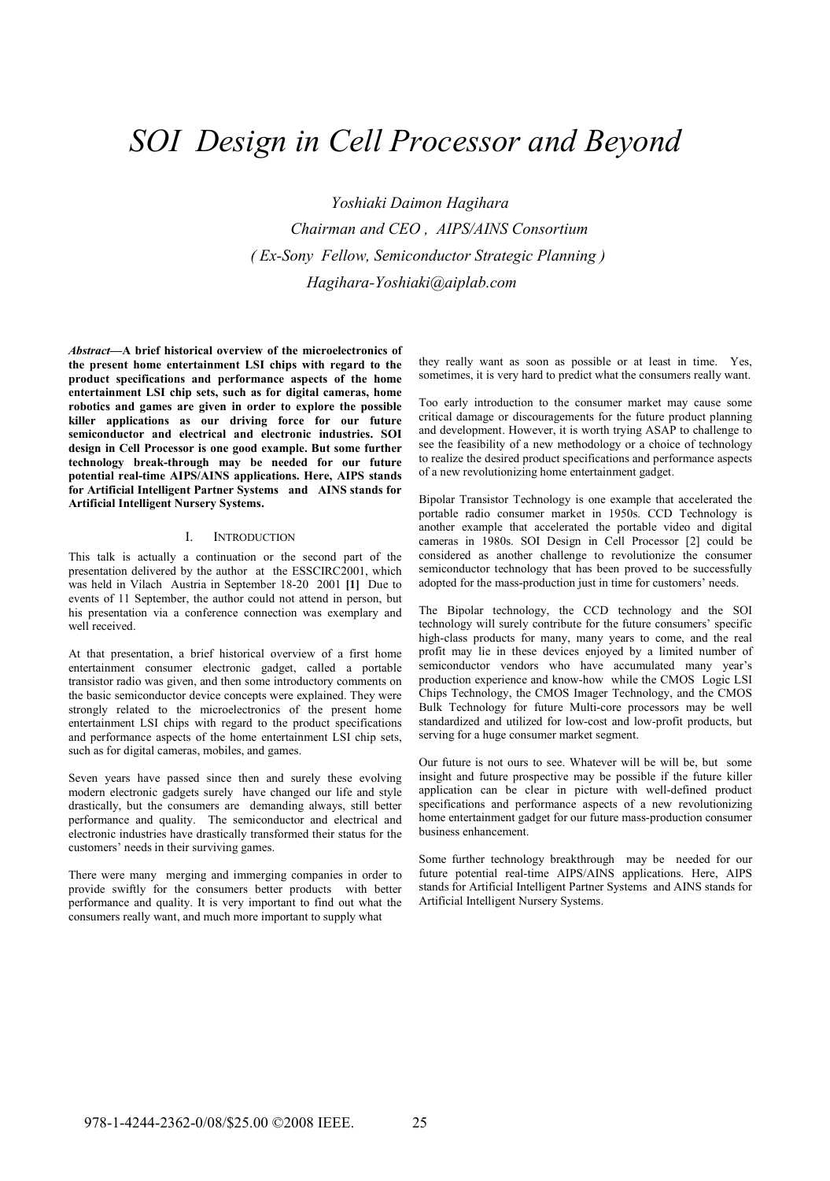# SOI Design in Cell Processor and Beyond

*Yoshiaki Daimon Hagihara*

*Chairman and CEO , AIPS/AINS Consortium*

*( Ex-Sony Fellow, Semiconductor Strategic Planning )*

*Hagihara-Yoshiaki@aiplab.com*

***Abstract*—A brief historical overview of the microelectronics of the present home entertainment LSI chips with regard to the product specifications and performance aspects of the home entertainment LSI chip sets, such as for digital cameras, home robotics and games are given in order to explore the possible killer applications as our driving force for our future semiconductor and electrical and electronic industries. SOI design in Cell Processor is one good example. But some further technology break-through may be needed for our future potential real-time AIPS/AINS applications. Here, AIPS stands for Artificial Intelligent Partner Systems and AINS stands for Artificial Intelligent Nursery Systems.**

## I. INTRODUCTION

This talk is actually a continuation or the second part of the presentation delivered by the author at the ESSCIRC2001, which was held in Vilach Austria in September 18-20 2001 **[1]** Due to events of 11 September, the author could not attend in person, but his presentation via a conference connection was exemplary and well received.

At that presentation, a brief historical overview of a first home entertainment consumer electronic gadget, called a portable transistor radio was given, and then some introductory comments on the basic semiconductor device concepts were explained. They were strongly related to the microelectronics of the present home entertainment LSI chips with regard to the product specifications and performance aspects of the home entertainment LSI chip sets, such as for digital cameras, mobiles, and games.

Seven years have passed since then and surely these evolving modern electronic gadgets surely have changed our life and style drastically, but the consumers are demanding always, still better performance and quality. The semiconductor and electrical and electronic industries have drastically transformed their status for the customers' needs in their surviving games.

There were many merging and immerging companies in order to provide swiftly for the consumers better products with better performance and quality. It is very important to find out what the consumers really want, and much more important to supply what they really want as soon as possible or at least in time. Yes, sometimes, it is very hard to predict what the consumers really want.

Too early introduction to the consumer market may cause some critical damage or discouragements for the future product planning and development. However, it is worth trying ASAP to challenge to see the feasibility of a new methodology or a choice of technology to realize the desired product specifications and performance aspects of a new revolutionizing home entertainment gadget.

Bipolar Transistor Technology is one example that accelerated the portable radio consumer market in 1950s. CCD Technology is another example that accelerated the portable video and digital cameras in 1980s. SOI Design in Cell Processor [2] could be considered as another challenge to revolutionize the consumer semiconductor technology that has been proved to be successfully adopted for the mass-production just in time for customers' needs.

The Bipolar technology, the CCD technology and the SOI technology will surely contribute for the future consumers' specific high-class products for many, many years to come, and the real profit may lie in these devices enjoyed by a limited number of semiconductor vendors who have accumulated many year's production experience and know-how while the CMOS Logic LSI Chips Technology, the CMOS Imager Technology, and the CMOS Bulk Technology for future Multi-core processors may be well standardized and utilized for low-cost and low-profit products, but serving for a huge consumer market segment.

Our future is not ours to see. Whatever will be will be, but some insight and future prospective may be possible if the future killer application can be clear in picture with well-defined product specifications and performance aspects of a new revolutionizing home entertainment gadget for our future mass-production consumer business enhancement.

Some further technology breakthrough may be needed for our future potential real-time AIPS/AINS applications. Here, AIPS stands for Artificial Intelligent Partner Systems and AINS stands for Artificial Intelligent Nursery Systems.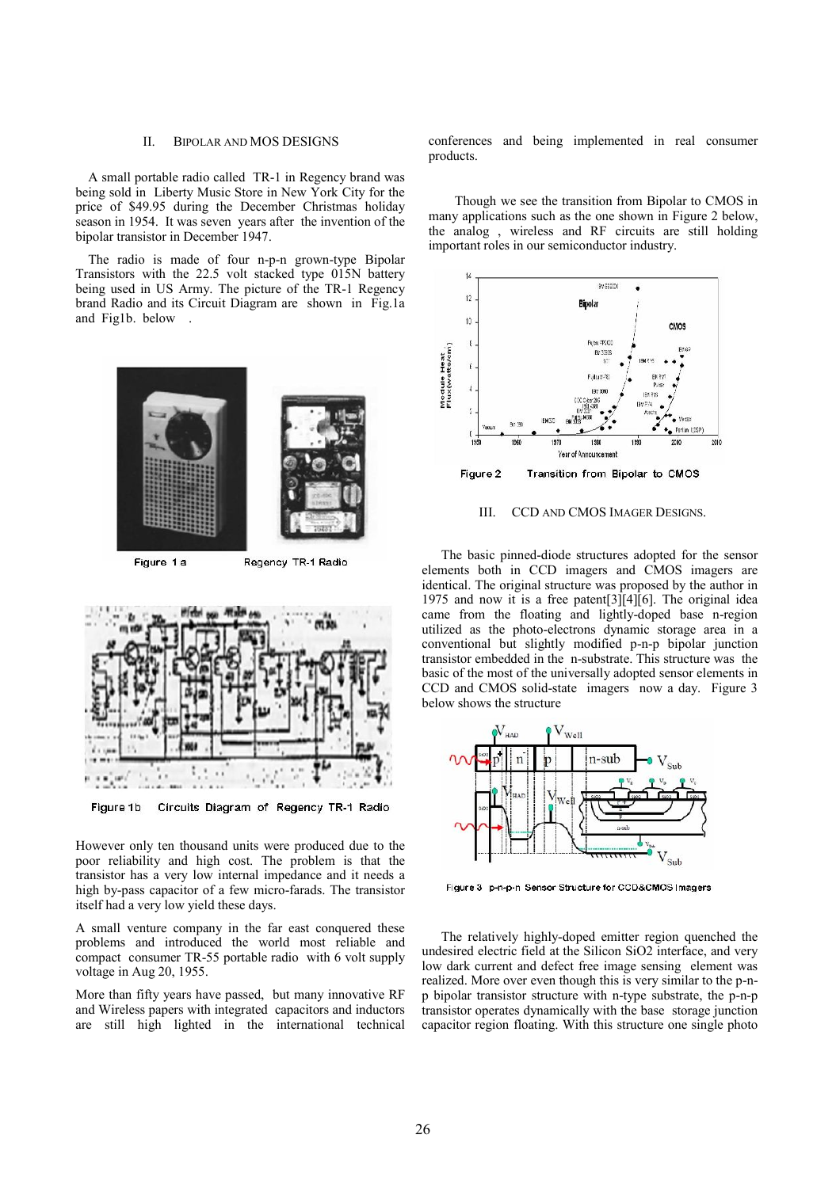## II. BIPOLAR AND MOS DESIGNS

A small portable radio called TR-1 in Regency brand was being sold in Liberty Music Store in New York City for the price of \$49.95 during the December Christmas holiday season in 1954. It was seven years after the invention of the bipolar transistor in December 1947.

The radio is made of four n-p-n grown-type Bipolar Transistors with the 22.5 volt stacked type 015N battery being used in US Army. The picture of the TR-1 Regency brand Radio and its Circuit Diagram are shown in Fig.1a and Fig1b. below .

Figure 1 a Regency TR-1 Radio

Figure 1b Circuits Diagram of Regency TR-1 Radio

However only ten thousand units were produced due to the poor reliability and high cost. The problem is that the transistor has a very low internal impedance and it needs a high by-pass capacitor of a few micro-farads. The transistor itself had a very low yield these days.

A small venture company in the far east conquered these problems and introduced the world most reliable and compact consumer TR-55 portable radio with 6 volt supply voltage in Aug 20, 1955.

More than fifty years have passed, but many innovative RF and Wireless papers with integrated capacitors and inductors are still high lighted in the international technical conferences and being implemented in real consumer products.

Though we see the transition from Bipolar to CMOS in many applications such as the one shown in Figure 2 below, the analog , wireless and RF circuits are still holding important roles in our semiconductor industry.

Figure 2 Transition from Bipolar to CMOS

## III. CCD AND CMOS IMAGER DESIGNS.

The basic pinned-diode structures adopted for the sensor elements both in CCD imagers and CMOS imagers are identical. The original structure was proposed by the author in 1975 and now it is a free patent[3][4][6]. The original idea came from the floating and lightly-doped base n-region utilized as the photo-electrons dynamic storage area in a conventional but slightly modified p-n-p bipolar junction transistor embedded in the n-substrate. This structure was the basic of the most of the universally adopted sensor elements in CCD and CMOS solid-state imagers now a day. Figure 3 below shows the structure

Figure 3 p-n-p-n Sensor Structure for CCD&CMOS Imagers

The relatively highly-doped emitter region quenched the undesired electric field at the Silicon SiO2 interface, and very low dark current and defect free image sensing element was realized. More over even though this is very similar to the p-n-p bipolar transistor structure with n-type substrate, the p-n-p transistor operates dynamically with the base storage junction capacitor region floating. With this structure one single photo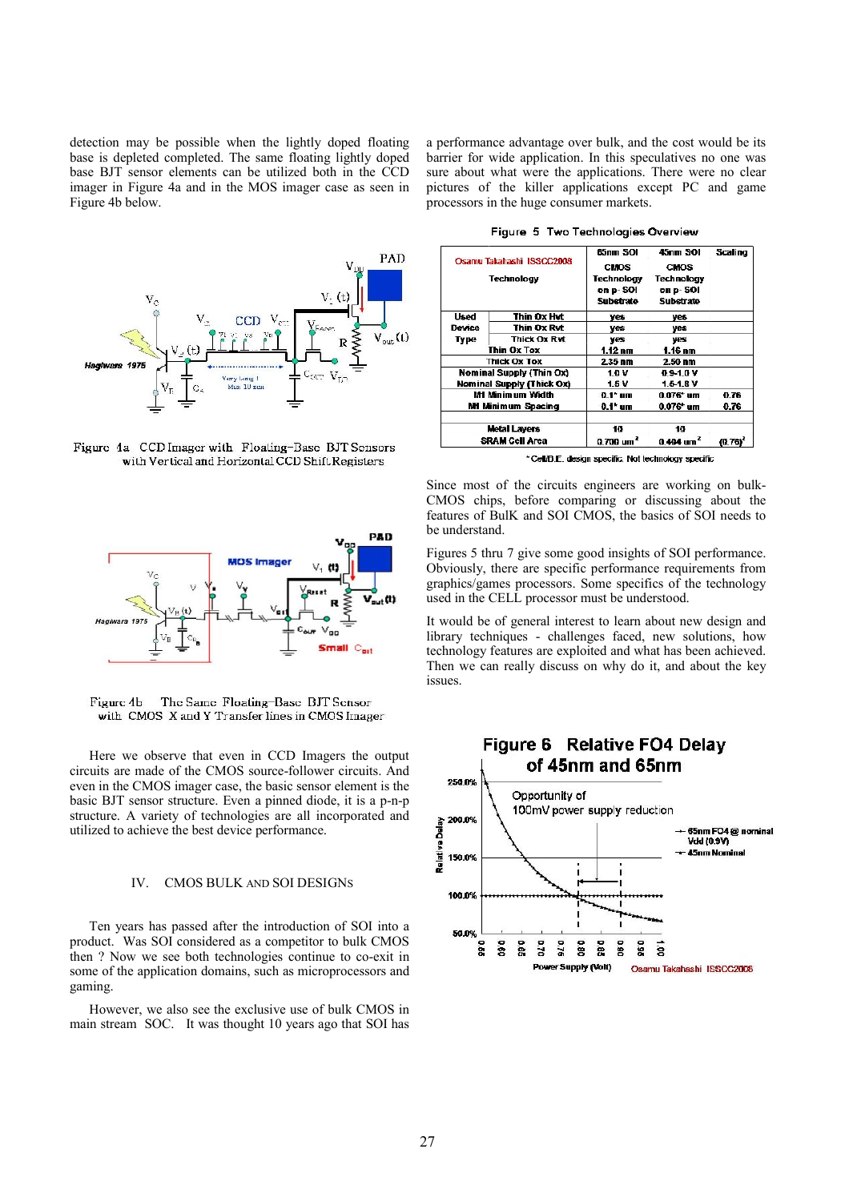detection may be possible when the lightly doped floating base is depleted completed. The same floating lightly doped base BJT sensor elements can be utilized both in the CCD imager in Figure 4a and in the MOS imager case as seen in Figure 4b below.

Figure 4a CCD Imager with Floating-Base BJT Sensors with Vertical and Horizontal CCD Shift Registers

Figure 4b The Same Floating-Base BJT Sensor with CMOS X and Y Transfer lines in CMOS Imager

Here we observe that even in CCD Imagers the output circuits are made of the CMOS source-follower circuits. And even in the CMOS imager case, the basic sensor element is the basic BJT sensor structure. Even a pinned diode, it is a p-n-p structure. A variety of technologies are all incorporated and utilized to achieve the best device performance.

## IV. CMOS BULK AND SOI DESIGNS

Ten years has passed after the introduction of SOI into a product. Was SOI considered as a competitor to bulk CMOS then ? Now we see both technologies continue to co-exit in some of the application domains, such as microprocessors and gaming.

However, we also see the exclusive use of bulk CMOS in main stream SOC. It was thought 10 years ago that SOI has a performance advantage over bulk, and the cost would be its barrier for wide application. In this speculatives no one was sure about what were the applications. There were no clear pictures of the killer applications except PC and game processors in the huge consumer markets.

Figure 5 Two Technologies Overview

| Osamu Takahashi ISSCC2008 Technology | | 65nm SOI CMOS Technology on p- SOI Substrate | 45nm SOI CMOS Technology on p- SOI Substrate | Scaling |
|---|---|---|---|---|
| Used Device Type | Thin Ox Hvt | yes | yes | |
| | Thin Ox Rvt | yes | yes | |
| | Thick Ox Rvt | yes | yes | |
| Thin Ox Tox | | 1.12 nm | 1.16 nm | |
| Thick Ox Tox | | 2.35 nm | 2.50 nm | |
| Nominal Supply (Thin Ox) | | 1.0 V | 0.9-1.0 V | |
| Nominal Supply (Thick Ox) | | 1.5 V | 1.5-1.8 V | |
| M1 Minimum Width | | 0.1* um | 0.076* um | 0.76 |
| M1 Minimum Spacing | | 0.1* um | 0.076* um | 0.76 |
| Metal Layers | | 10 | 10 | |
| SRAM Cell Area | | 0.700 um$^2$ | 0.404 um$^2$ | $(0.76)^2$ |

\* Cell/D.E. design specific. Not technology specific

Since most of the circuits engineers are working on bulk-CMOS chips, before comparing or discussing about the features of BulK and SOI CMOS, the basics of SOI needs to be understand.

Figures 5 thru 7 give some good insights of SOI performance. Obviously, there are specific performance requirements from graphics/games processors. Some specifics of the technology used in the CELL processor must be understood.

It would be of general interest to learn about new design and library techniques - challenges faced, new solutions, how technology features are exploited and what has been achieved. Then we can really discuss on why do it, and about the key issues.

Figure 6 Relative FO4 Delay of 45nm and 65nm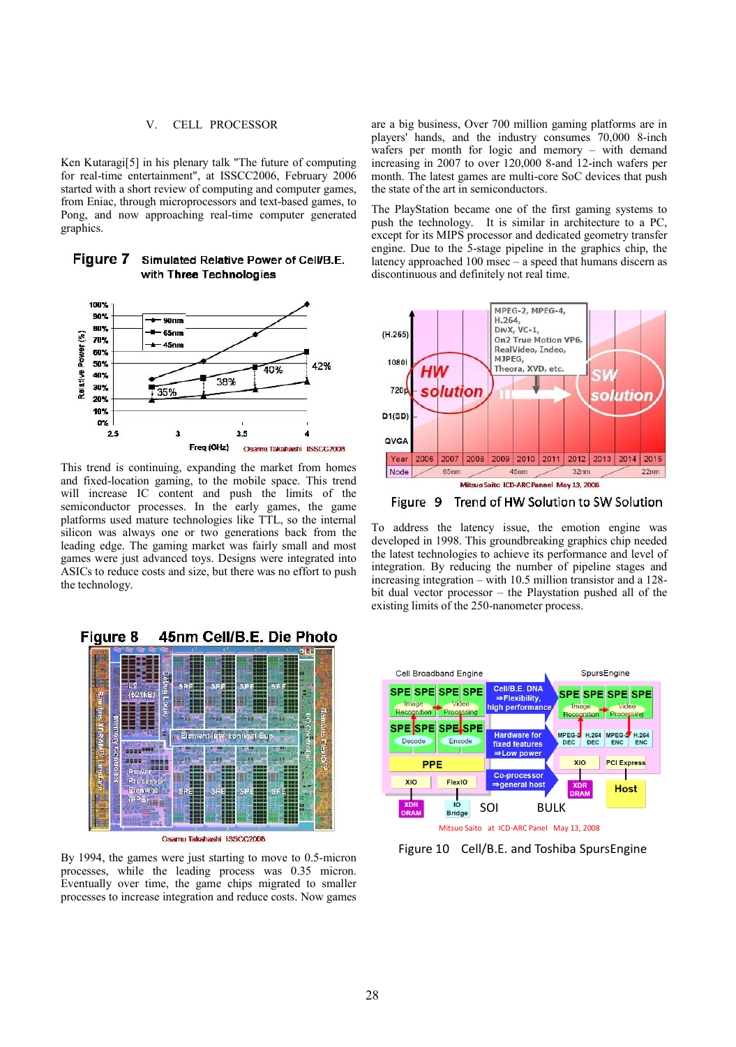## V. CELL PROCESSOR

Ken Kutaragi[5] in his plenary talk "The future of computing for real-time entertainment", at ISSCC2006, February 2006 started with a short review of computing and computer games, from Eniac, through microprocessors and text-based games, to Pong, and now approaching real-time computer generated graphics.

**Figure 7** Simulated Relative Power of Cell/B.E. with Three Technologies

This trend is continuing, expanding the market from homes and fixed-location gaming, to the mobile space. This trend will increase IC content and push the limits of the semiconductor processes. In the early games, the game platforms used mature technologies like TTL, so the internal silicon was always one or two generations back from the leading edge. The gaming market was fairly small and most games were just advanced toys. Designs were integrated into ASICs to reduce costs and size, but there was no effort to push the technology.

**Figure 8** 45nm Cell/B.E. Die Photo

By 1994, the games were just starting to move to 0.5-micron processes, while the leading process was 0.35 micron. Eventually over time, the game chips migrated to smaller processes to increase integration and reduce costs. Now games are a big business, Over 700 million gaming platforms are in players' hands, and the industry consumes 70,000 8-inch wafers per month for logic and memory – with demand increasing in 2007 to over 120,000 8-and 12-inch wafers per month. The latest games are multi-core SoC devices that push the state of the art in semiconductors.

The PlayStation became one of the first gaming systems to push the technology. It is similar in architecture to a PC, except for its MIPS processor and dedicated geometry transfer engine. Due to the 5-stage pipeline in the graphics chip, the latency approached 100 msec – a speed that humans discern as discontinuous and definitely not real time.

Figure 9 Trend of HW Solution to SW Solution

To address the latency issue, the emotion engine was developed in 1998. This groundbreaking graphics chip needed the latest technologies to achieve its performance and level of integration. By reducing the number of pipeline stages and increasing integration – with 10.5 million transistor and a 128-bit dual vector processor – the Playstation pushed all of the existing limits of the 250-nanometer process.

Figure 10 Cell/B.E. and Toshiba SpursEngine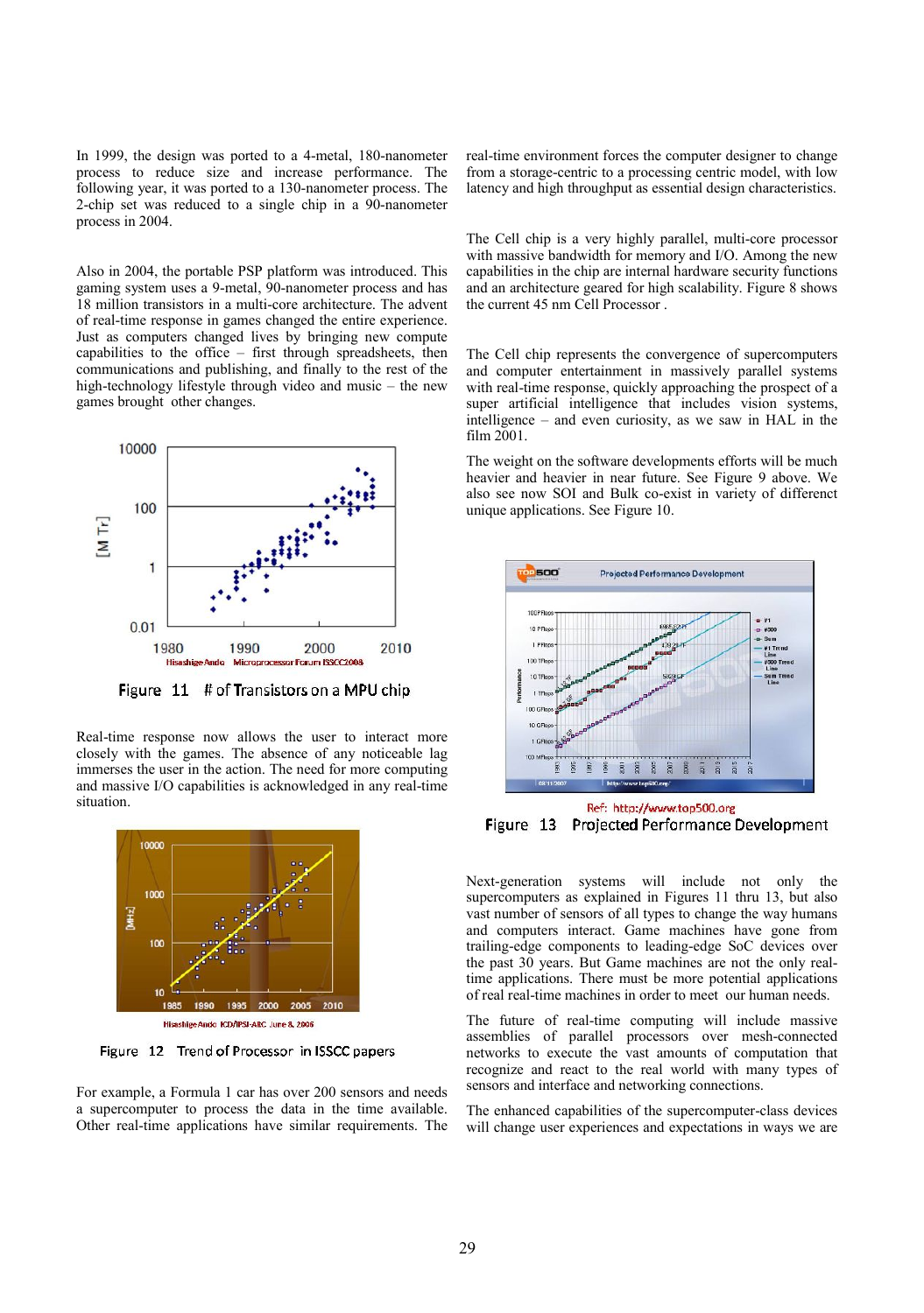In 1999, the design was ported to a 4-metal, 180-nanometer process to reduce size and increase performance. The following year, it was ported to a 130-nanometer process. The 2-chip set was reduced to a single chip in a 90-nanometer process in 2004.

Also in 2004, the portable PSP platform was introduced. This gaming system uses a 9-metal, 90-nanometer process and has 18 million transistors in a multi-core architecture. The advent of real-time response in games changed the entire experience. Just as computers changed lives by bringing new compute capabilities to the office – first through spreadsheets, then communications and publishing, and finally to the rest of the high-technology lifestyle through video and music – the new games brought other changes.

Figure 11 # of Transistors on a MPU chip

Real-time response now allows the user to interact more closely with the games. The absence of any noticeable lag immerses the user in the action. The need for more computing and massive I/O capabilities is acknowledged in any real-time situation.

Figure 12 Trend of Processor in ISSCC papers

For example, a Formula 1 car has over 200 sensors and needs a supercomputer to process the data in the time available. Other real-time applications have similar requirements. The real-time environment forces the computer designer to change from a storage-centric to a processing centric model, with low latency and high throughput as essential design characteristics.

The Cell chip is a very highly parallel, multi-core processor with massive bandwidth for memory and I/O. Among the new capabilities in the chip are internal hardware security functions and an architecture geared for high scalability. Figure 8 shows the current 45 nm Cell Processor .

The Cell chip represents the convergence of supercomputers and computer entertainment in massively parallel systems with real-time response, quickly approaching the prospect of a super artificial intelligence that includes vision systems, intelligence – and even curiosity, as we saw in HAL in the film 2001.

The weight on the software developments efforts will be much heavier and heavier in near future. See Figure 9 above. We also see now SOI and Bulk co-exist in variety of differenct unique applications. See Figure 10.

Ref: http://www.top500.org

Figure 13 Projected Performance Development

Next-generation systems will include not only the supercomputers as explained in Figures 11 thru 13, but also vast number of sensors of all types to change the way humans and computers interact. Game machines have gone from trailing-edge components to leading-edge SoC devices over the past 30 years. But Game machines are not the only real-time applications. There must be more potential applications of real real-time machines in order to meet our human needs.

The future of real-time computing will include massive assemblies of parallel processors over mesh-connected networks to execute the vast amounts of computation that recognize and react to the real world with many types of sensors and interface and networking connections.

The enhanced capabilities of the supercomputer-class devices will change user experiences and expectations in ways we are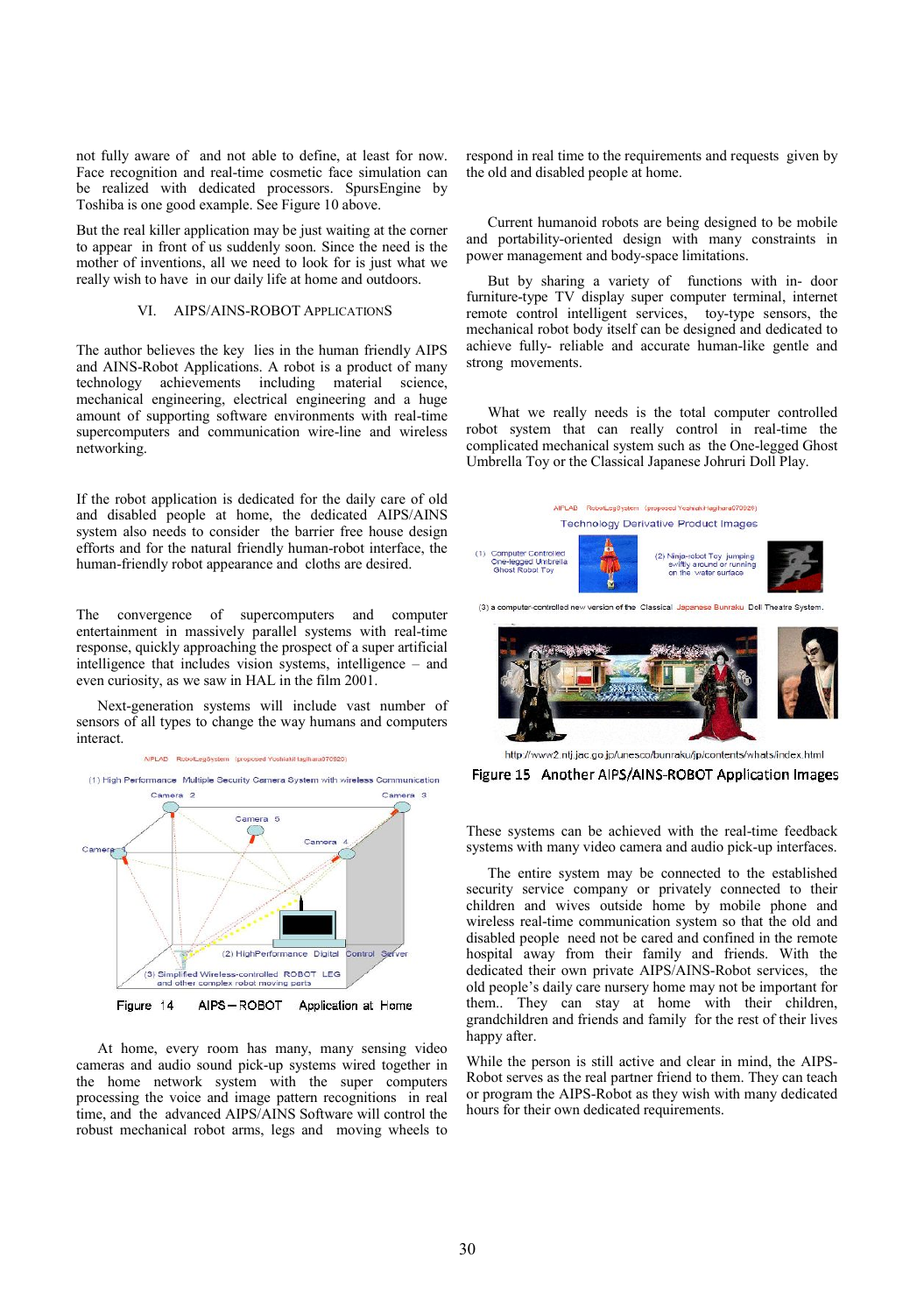not fully aware of and not able to define, at least for now. Face recognition and real-time cosmetic face simulation can be realized with dedicated processors. SpursEngine by Toshiba is one good example. See Figure 10 above.

But the real killer application may be just waiting at the corner to appear in front of us suddenly soon. Since the need is the mother of inventions, all we need to look for is just what we really wish to have in our daily life at home and outdoors.

## VI. AIPS/AINS-ROBOT APPLICATIONS

The author believes the key lies in the human friendly AIPS and AINS-Robot Applications. A robot is a product of many technology achievements including material science, mechanical engineering, electrical engineering and a huge amount of supporting software environments with real-time supercomputers and communication wire-line and wireless networking.

If the robot application is dedicated for the daily care of old and disabled people at home, the dedicated AIPS/AINS system also needs to consider the barrier free house design efforts and for the natural friendly human-robot interface, the human-friendly robot appearance and cloths are desired.

The convergence of supercomputers and computer entertainment in massively parallel systems with real-time response, quickly approaching the prospect of a super artificial intelligence that includes vision systems, intelligence – and even curiosity, as we saw in HAL in the film 2001.

Next-generation systems will include vast number of sensors of all types to change the way humans and computers interact.

AIPLAB RobotLegSystem (proposed YoshiakiHagihara070920)

(1) High Performance Multiple Security Camera System with wireless Communication

Camera 1, Camera 2, Camera 3, Camera 4, Camera 5

(2) HighPerformance Digital Control Server

(3) Simplified Wireless-controlled ROBOT LEG and other complex robot moving parts

Figure 14 AIPS – ROBOT Application at Home

At home, every room has many, many sensing video cameras and audio sound pick-up systems wired together in the home network system with the super computers processing the voice and image pattern recognitions in real time, and the advanced AIPS/AINS Software will control the robust mechanical robot arms, legs and moving wheels to respond in real time to the requirements and requests given by the old and disabled people at home.

Current humanoid robots are being designed to be mobile and portability-oriented design with many constraints in power management and body-space limitations.

But by sharing a variety of functions with in- door furniture-type TV display super computer terminal, internet remote control intelligent services, toy-type sensors, the mechanical robot body itself can be designed and dedicated to achieve fully- reliable and accurate human-like gentle and strong movements.

What we really needs is the total computer controlled robot system that can really control in real-time the complicated mechanical system such as the One-legged Ghost Umbrella Toy or the Classical Japanese Johruri Doll Play.

AIPLAB RobotLegSystem (proposed YoshiakiHagihara070920)

Technology Derivative Product Images

(1) Computer Controlled One-legged Umbrella Ghost Robot Toy

(2) Ninja-robot Toy jumping swiftly around or running on the water surface

(3) a computer-controlled new version of the Classical Japanese Bunraku Doll Theatre System.

http://www2.ntj.jac.go.jp/unesco/bunraku/jp/contents/whats/index.html

Figure 15 Another AIPS/AINS-ROBOT Application Images

These systems can be achieved with the real-time feedback systems with many video camera and audio pick-up interfaces.

The entire system may be connected to the established security service company or privately connected to their children and wives outside home by mobile phone and wireless real-time communication system so that the old and disabled people need not be cared and confined in the remote hospital away from their family and friends. With the dedicated their own private AIPS/AINS-Robot services, the old people's daily care nursery home may not be important for them.. They can stay at home with their children, grandchildren and friends and family for the rest of their lives happy after.

While the person is still active and clear in mind, the AIPS-Robot serves as the real partner friend to them. They can teach or program the AIPS-Robot as they wish with many dedicated hours for their own dedicated requirements.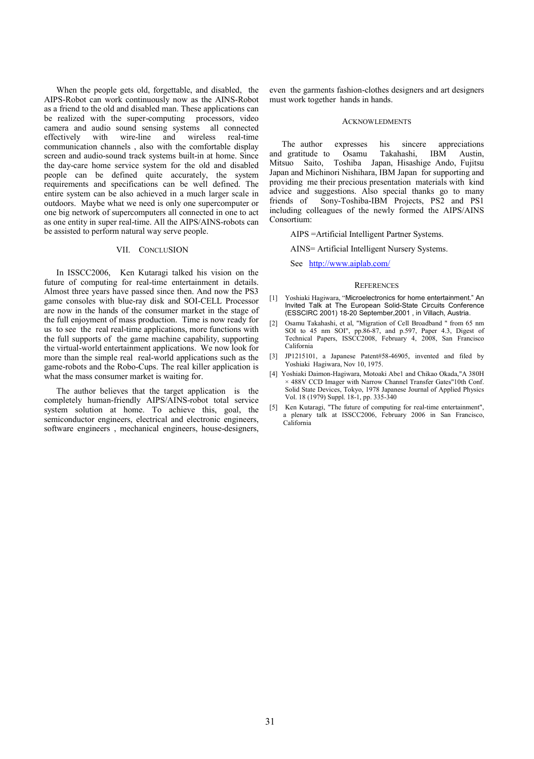When the people gets old, forgettable, and disabled, the AIPS-Robot can work continuously now as the AINS-Robot as a friend to the old and disabled man. These applications can be realized with the super-computing processors, video camera and audio sound sensing systems all connected effectively with wire-line and wireless real-time communication channels , also with the comfortable display screen and audio-sound track systems built-in at home. Since the day-care home service system for the old and disabled people can be defined quite accurately, the system requirements and specifications can be well defined. The entire system can be also achieved in a much larger scale in outdoors. Maybe what we need is only one supercomputer or one big network of supercomputers all connected in one to act as one entity in super real-time. All the AIPS/AINS-robots can be assisted to perform natural way serve people.

## VII. CONCLUSION

In ISSCC2006, Ken Kutaragi talked his vision on the future of computing for real-time entertainment in details. Almost three years have passed since then. And now the PS3 game consoles with blue-ray disk and SOI-CELL Processor are now in the hands of the consumer market in the stage of the full enjoyment of mass production. Time is now ready for us to see the real real-time applications, more functions with the full supports of the game machine capability, supporting the virtual-world entertainment applications. We now look for more than the simple real real-world applications such as the game-robots and the Robo-Cups. The real killer application is what the mass consumer market is waiting for.

The author believes that the target application is the completely human-friendly AIPS/AINS-robot total service system solution at home. To achieve this, goal, the semiconductor engineers, electrical and electronic engineers, software engineers , mechanical engineers, house-designers, even the garments fashion-clothes designers and art designers must work together hands in hands.

## ACKNOWLEDMENTS

The author expresses his sincere appreciations and gratitude to Osamu Takahashi, IBM Austin, Mitsuo Saito, Toshiba Japan, Hisashige Ando, Fujitsu Japan and Michinori Nishihara, IBM Japan for supporting and providing me their precious presentation materials with kind advice and suggestions. Also special thanks go to many friends of Sony-Toshiba-IBM Projects, PS2 and PS1 including colleagues of the newly formed the AIPS/AINS Consortium:

AIPS =Artificial Intelligent Partner Systems.

AINS= Artificial Intelligent Nursery Systems.

See http://www.aiplab.com/

## REFERENCES

[1] Yoshiaki Hagiwara, "Microelectronics for home entertainment." An Invited Talk at The European Solid-State Circuits Conference (ESSCIRC 2001) 18-20 September,2001 , in Villach, Austria.

[2] Osamu Takahashi, et al, "Migration of Cell Broadband " from 65 nm SOI to 45 nm SOI", pp.86-87, and p.597, Paper 4.3, Digest of Technical Papers, ISSCC2008, February 4, 2008, San Francisco California

[3] JP1215101, a Japanese Patent#58-46905, invented and filed by Yoshiaki Hagiwara, Nov 10, 1975.

[4] Yoshiaki Daimon-Hagiwara, Motoaki Abe1 and Chikao Okada,"A 380H × 488V CCD Imager with Narrow Channel Transfer Gates"10th Conf. Solid State Devices, Tokyo, 1978 Japanese Journal of Applied Physics Vol. 18 (1979) Suppl. 18-1, pp. 335-340

[5] Ken Kutaragi, "The future of computing for real-time entertainment", a plenary talk at ISSCC2006, February 2006 in San Francisco, California